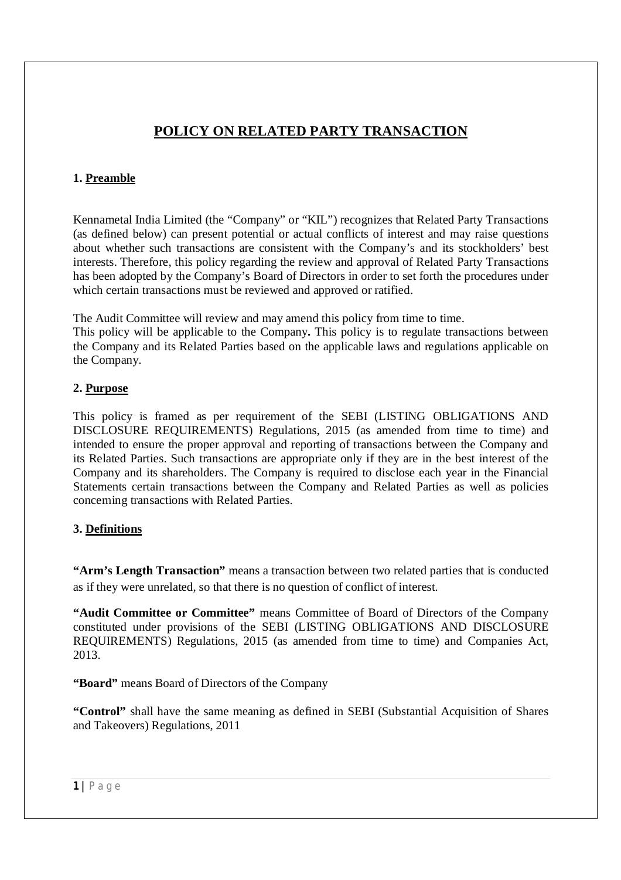# POLICY ON RELATED PARTY TRANSACTION

## 1. Preamble

Kennametal India Limited (the "Company" or "KIL") recognizes that Related Party Transactions (as defined below) can present potential or actual conflicts of interest and may raise questions about whether such transactions are consistent with the Company's and its stockholders' best interests. Therefore, this policy regarding the review and approval of Related Party Transactions has been adopted by the Company's Board of Directors in order to set forth the procedures under which certain transactions must be reviewed and approved or ratified.

The Audit Committee will review and may amend this policy from time to time.
This policy will be applicable to the Company**.** This policy is to regulate transactions between the Company and its Related Parties based on the applicable laws and regulations applicable on the Company.

## 2. Purpose

This policy is framed as per requirement of the SEBI (LISTING OBLIGATIONS AND DISCLOSURE REQUIREMENTS) Regulations, 2015 (as amended from time to time) and intended to ensure the proper approval and reporting of transactions between the Company and its Related Parties. Such transactions are appropriate only if they are in the best interest of the Company and its shareholders. The Company is required to disclose each year in the Financial Statements certain transactions between the Company and Related Parties as well as policies concerning transactions with Related Parties.

## 3. Definitions

**"Arm's Length Transaction"** means a transaction between two related parties that is conducted as if they were unrelated, so that there is no question of conflict of interest.

**"Audit Committee or Committee"** means Committee of Board of Directors of the Company constituted under provisions of the SEBI (LISTING OBLIGATIONS AND DISCLOSURE REQUIREMENTS) Regulations, 2015 (as amended from time to time) and Companies Act, 2013.

**"Board"** means Board of Directors of the Company

**"Control"** shall have the same meaning as defined in SEBI (Substantial Acquisition of Shares and Takeovers) Regulations, 2011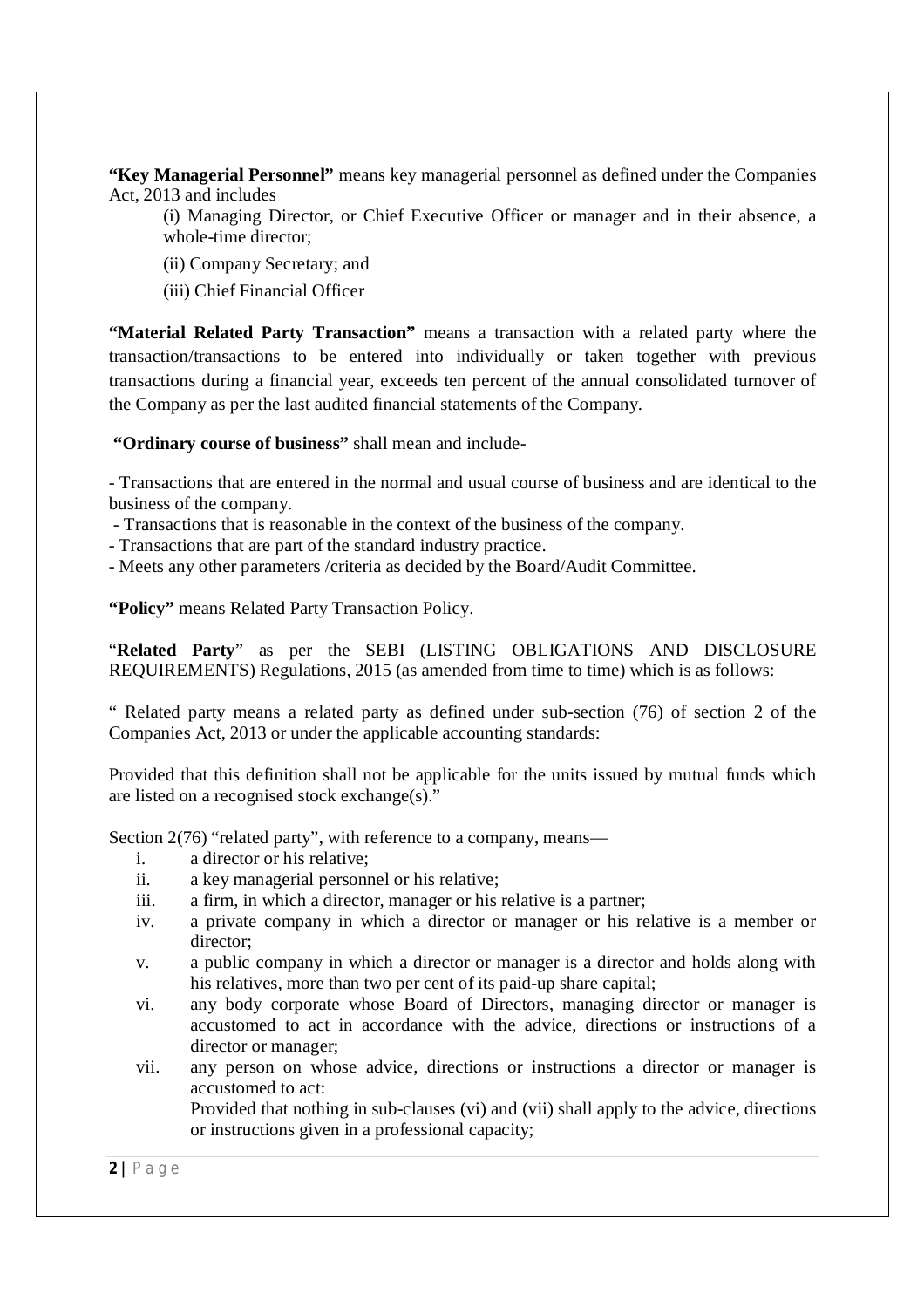**"Key Managerial Personnel"** means key managerial personnel as defined under the Companies Act, 2013 and includes

(i) Managing Director, or Chief Executive Officer or manager and in their absence, a whole-time director;

(ii) Company Secretary; and

(iii) Chief Financial Officer

**"Material Related Party Transaction"** means a transaction with a related party where the transaction/transactions to be entered into individually or taken together with previous transactions during a financial year, exceeds ten percent of the annual consolidated turnover of the Company as per the last audited financial statements of the Company.

**"Ordinary course of business"** shall mean and include-

- Transactions that are entered in the normal and usual course of business and are identical to the business of the company.
- Transactions that is reasonable in the context of the business of the company.
- Transactions that are part of the standard industry practice.
- Meets any other parameters /criteria as decided by the Board/Audit Committee.

**"Policy"** means Related Party Transaction Policy.

"**Related Party**" as per the SEBI (LISTING OBLIGATIONS AND DISCLOSURE REQUIREMENTS) Regulations, 2015 (as amended from time to time) which is as follows:

" Related party means a related party as defined under sub-section (76) of section 2 of the Companies Act, 2013 or under the applicable accounting standards:

Provided that this definition shall not be applicable for the units issued by mutual funds which are listed on a recognised stock exchange(s)."

Section 2(76) "related party", with reference to a company, means—

i. a director or his relative;
ii. a key managerial personnel or his relative;
iii. a firm, in which a director, manager or his relative is a partner;
iv. a private company in which a director or manager or his relative is a member or director;
v. a public company in which a director or manager is a director and holds along with his relatives, more than two per cent of its paid-up share capital;
vi. any body corporate whose Board of Directors, managing director or manager is accustomed to act in accordance with the advice, directions or instructions of a director or manager;
vii. any person on whose advice, directions or instructions a director or manager is accustomed to act:
    Provided that nothing in sub-clauses (vi) and (vii) shall apply to the advice, directions or instructions given in a professional capacity;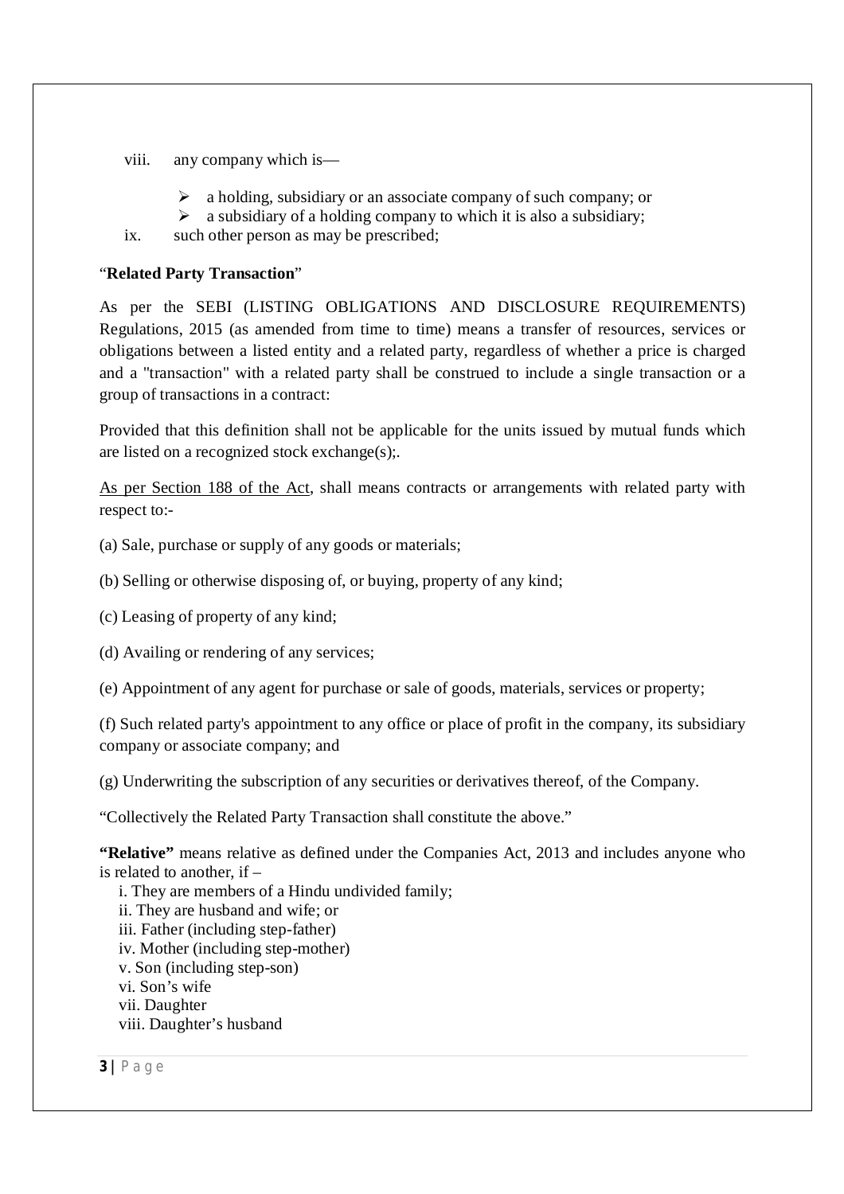viii. any company which is—

- a holding, subsidiary or an associate company of such company; or
- a subsidiary of a holding company to which it is also a subsidiary;

ix. such other person as may be prescribed;

“**Related Party Transaction**”

As per the SEBI (LISTING OBLIGATIONS AND DISCLOSURE REQUIREMENTS) Regulations, 2015 (as amended from time to time) means a transfer of resources, services or obligations between a listed entity and a related party, regardless of whether a price is charged and a "transaction" with a related party shall be construed to include a single transaction or a group of transactions in a contract:

Provided that this definition shall not be applicable for the units issued by mutual funds which are listed on a recognized stock exchange(s);.

<u>As per Section 188 of the Act</u>, shall means contracts or arrangements with related party with respect to:-

(a) Sale, purchase or supply of any goods or materials;

(b) Selling or otherwise disposing of, or buying, property of any kind;

(c) Leasing of property of any kind;

(d) Availing or rendering of any services;

(e) Appointment of any agent for purchase or sale of goods, materials, services or property;

(f) Such related party's appointment to any office or place of profit in the company, its subsidiary company or associate company; and

(g) Underwriting the subscription of any securities or derivatives thereof, of the Company.

“Collectively the Related Party Transaction shall constitute the above.”

**“Relative”** means relative as defined under the Companies Act, 2013 and includes anyone who is related to another, if –

i. They are members of a Hindu undivided family;
ii. They are husband and wife; or
iii. Father (including step-father)
iv. Mother (including step-mother)
v. Son (including step-son)
vi. Son’s wife
vii. Daughter
viii. Daughter’s husband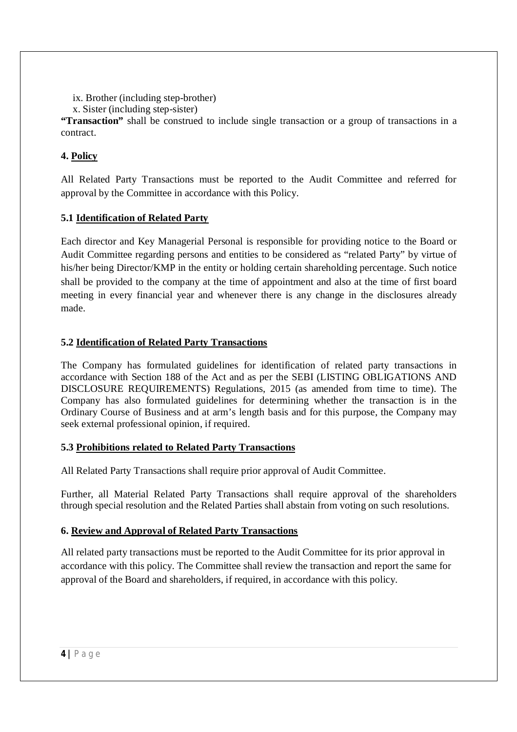ix. Brother (including step-brother)

x. Sister (including step-sister)

**"Transaction"** shall be construed to include single transaction or a group of transactions in a contract.

## 4. Policy

All Related Party Transactions must be reported to the Audit Committee and referred for approval by the Committee in accordance with this Policy.

### 5.1 Identification of Related Party

Each director and Key Managerial Personal is responsible for providing notice to the Board or Audit Committee regarding persons and entities to be considered as "related Party" by virtue of his/her being Director/KMP in the entity or holding certain shareholding percentage. Such notice shall be provided to the company at the time of appointment and also at the time of first board meeting in every financial year and whenever there is any change in the disclosures already made.

### 5.2 Identification of Related Party Transactions

The Company has formulated guidelines for identification of related party transactions in accordance with Section 188 of the Act and as per the SEBI (LISTING OBLIGATIONS AND DISCLOSURE REQUIREMENTS) Regulations, 2015 (as amended from time to time). The Company has also formulated guidelines for determining whether the transaction is in the Ordinary Course of Business and at arm's length basis and for this purpose, the Company may seek external professional opinion, if required.

### 5.3 Prohibitions related to Related Party Transactions

All Related Party Transactions shall require prior approval of Audit Committee.

Further, all Material Related Party Transactions shall require approval of the shareholders through special resolution and the Related Parties shall abstain from voting on such resolutions.

## 6. Review and Approval of Related Party Transactions

All related party transactions must be reported to the Audit Committee for its prior approval in accordance with this policy. The Committee shall review the transaction and report the same for approval of the Board and shareholders, if required, in accordance with this policy.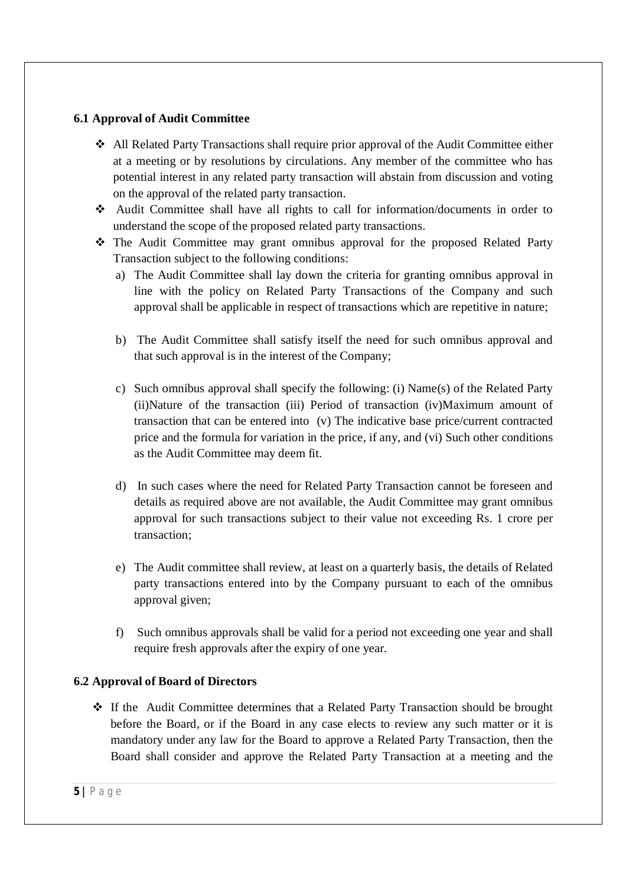### 6.1 Approval of Audit Committee

- All Related Party Transactions shall require prior approval of the Audit Committee either at a meeting or by resolutions by circulations. Any member of the committee who has potential interest in any related party transaction will abstain from discussion and voting on the approval of the related party transaction.
- Audit Committee shall have all rights to call for information/documents in order to understand the scope of the proposed related party transactions.
- The Audit Committee may grant omnibus approval for the proposed Related Party Transaction subject to the following conditions:
  a) The Audit Committee shall lay down the criteria for granting omnibus approval in line with the policy on Related Party Transactions of the Company and such approval shall be applicable in respect of transactions which are repetitive in nature;

  b) The Audit Committee shall satisfy itself the need for such omnibus approval and that such approval is in the interest of the Company;

  c) Such omnibus approval shall specify the following: (i) Name(s) of the Related Party (ii)Nature of the transaction (iii) Period of transaction (iv)Maximum amount of transaction that can be entered into (v) The indicative base price/current contracted price and the formula for variation in the price, if any, and (vi) Such other conditions as the Audit Committee may deem fit.

  d) In such cases where the need for Related Party Transaction cannot be foreseen and details as required above are not available, the Audit Committee may grant omnibus approval for such transactions subject to their value not exceeding Rs. 1 crore per transaction;

  e) The Audit committee shall review, at least on a quarterly basis, the details of Related party transactions entered into by the Company pursuant to each of the omnibus approval given;

  f) Such omnibus approvals shall be valid for a period not exceeding one year and shall require fresh approvals after the expiry of one year.

### 6.2 Approval of Board of Directors

- If the Audit Committee determines that a Related Party Transaction should be brought before the Board, or if the Board in any case elects to review any such matter or it is mandatory under any law for the Board to approve a Related Party Transaction, then the Board shall consider and approve the Related Party Transaction at a meeting and the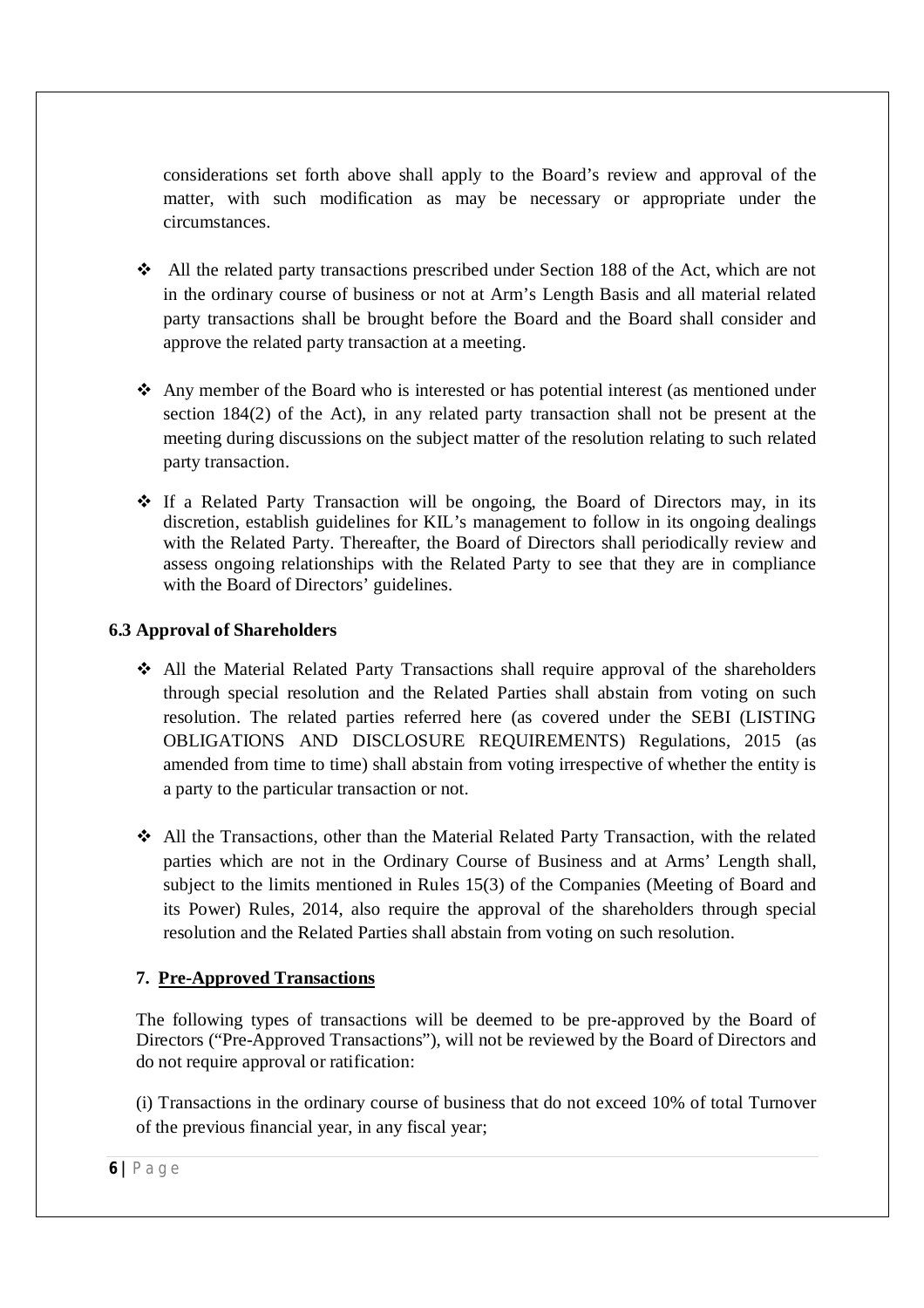considerations set forth above shall apply to the Board's review and approval of the matter, with such modification as may be necessary or appropriate under the circumstances.

- All the related party transactions prescribed under Section 188 of the Act, which are not in the ordinary course of business or not at Arm's Length Basis and all material related party transactions shall be brought before the Board and the Board shall consider and approve the related party transaction at a meeting.
- Any member of the Board who is interested or has potential interest (as mentioned under section 184(2) of the Act), in any related party transaction shall not be present at the meeting during discussions on the subject matter of the resolution relating to such related party transaction.
- If a Related Party Transaction will be ongoing, the Board of Directors may, in its discretion, establish guidelines for KIL's management to follow in its ongoing dealings with the Related Party. Thereafter, the Board of Directors shall periodically review and assess ongoing relationships with the Related Party to see that they are in compliance with the Board of Directors' guidelines.

### 6.3 Approval of Shareholders

- All the Material Related Party Transactions shall require approval of the shareholders through special resolution and the Related Parties shall abstain from voting on such resolution. The related parties referred here (as covered under the SEBI (LISTING OBLIGATIONS AND DISCLOSURE REQUIREMENTS) Regulations, 2015 (as amended from time to time) shall abstain from voting irrespective of whether the entity is a party to the particular transaction or not.
- All the Transactions, other than the Material Related Party Transaction, with the related parties which are not in the Ordinary Course of Business and at Arms' Length shall, subject to the limits mentioned in Rules 15(3) of the Companies (Meeting of Board and its Power) Rules, 2014, also require the approval of the shareholders through special resolution and the Related Parties shall abstain from voting on such resolution.

## 7. Pre-Approved Transactions

The following types of transactions will be deemed to be pre-approved by the Board of Directors ("Pre-Approved Transactions"), will not be reviewed by the Board of Directors and do not require approval or ratification:

(i) Transactions in the ordinary course of business that do not exceed 10% of total Turnover of the previous financial year, in any fiscal year;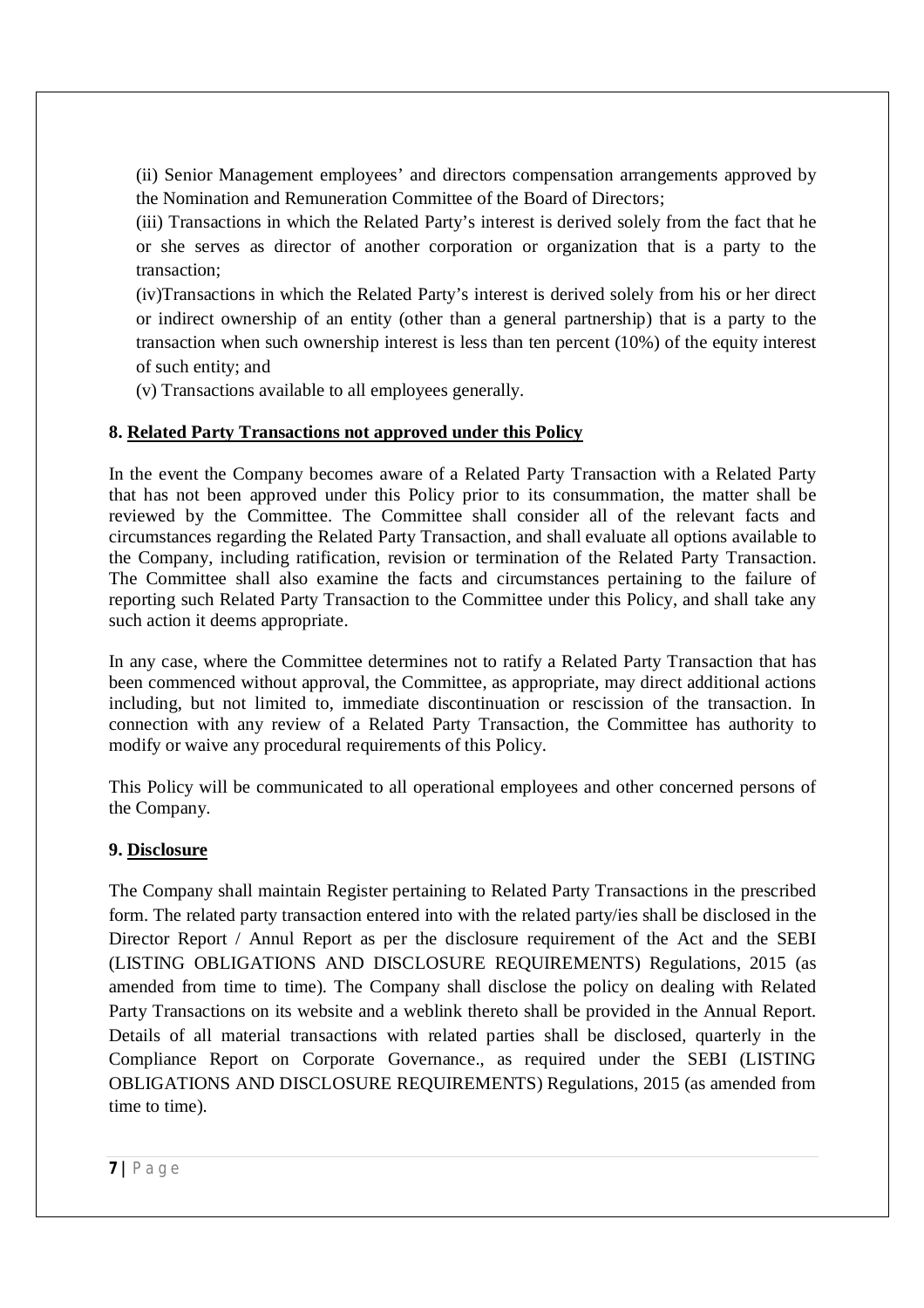(ii) Senior Management employees' and directors compensation arrangements approved by the Nomination and Remuneration Committee of the Board of Directors;

(iii) Transactions in which the Related Party's interest is derived solely from the fact that he or she serves as director of another corporation or organization that is a party to the transaction;

(iv)Transactions in which the Related Party's interest is derived solely from his or her direct or indirect ownership of an entity (other than a general partnership) that is a party to the transaction when such ownership interest is less than ten percent (10%) of the equity interest of such entity; and

(v) Transactions available to all employees generally.

## 8. Related Party Transactions not approved under this Policy

In the event the Company becomes aware of a Related Party Transaction with a Related Party that has not been approved under this Policy prior to its consummation, the matter shall be reviewed by the Committee. The Committee shall consider all of the relevant facts and circumstances regarding the Related Party Transaction, and shall evaluate all options available to the Company, including ratification, revision or termination of the Related Party Transaction. The Committee shall also examine the facts and circumstances pertaining to the failure of reporting such Related Party Transaction to the Committee under this Policy, and shall take any such action it deems appropriate.

In any case, where the Committee determines not to ratify a Related Party Transaction that has been commenced without approval, the Committee, as appropriate, may direct additional actions including, but not limited to, immediate discontinuation or rescission of the transaction. In connection with any review of a Related Party Transaction, the Committee has authority to modify or waive any procedural requirements of this Policy.

This Policy will be communicated to all operational employees and other concerned persons of the Company.

## 9. Disclosure

The Company shall maintain Register pertaining to Related Party Transactions in the prescribed form. The related party transaction entered into with the related party/ies shall be disclosed in the Director Report / Annul Report as per the disclosure requirement of the Act and the SEBI (LISTING OBLIGATIONS AND DISCLOSURE REQUIREMENTS) Regulations, 2015 (as amended from time to time). The Company shall disclose the policy on dealing with Related Party Transactions on its website and a weblink thereto shall be provided in the Annual Report. Details of all material transactions with related parties shall be disclosed, quarterly in the Compliance Report on Corporate Governance., as required under the SEBI (LISTING OBLIGATIONS AND DISCLOSURE REQUIREMENTS) Regulations, 2015 (as amended from time to time).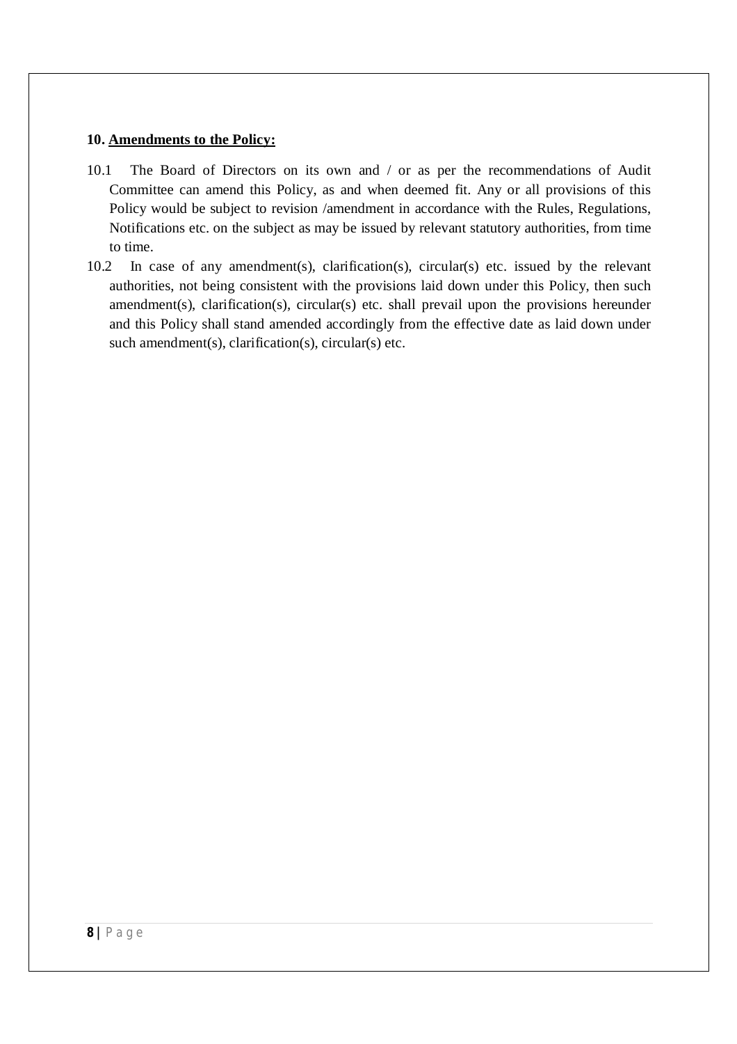**10. Amendments to the Policy:**

10.1 The Board of Directors on its own and / or as per the recommendations of Audit Committee can amend this Policy, as and when deemed fit. Any or all provisions of this Policy would be subject to revision /amendment in accordance with the Rules, Regulations, Notifications etc. on the subject as may be issued by relevant statutory authorities, from time to time.

10.2 In case of any amendment(s), clarification(s), circular(s) etc. issued by the relevant authorities, not being consistent with the provisions laid down under this Policy, then such amendment(s), clarification(s), circular(s) etc. shall prevail upon the provisions hereunder and this Policy shall stand amended accordingly from the effective date as laid down under such amendment(s), clarification(s), circular(s) etc.